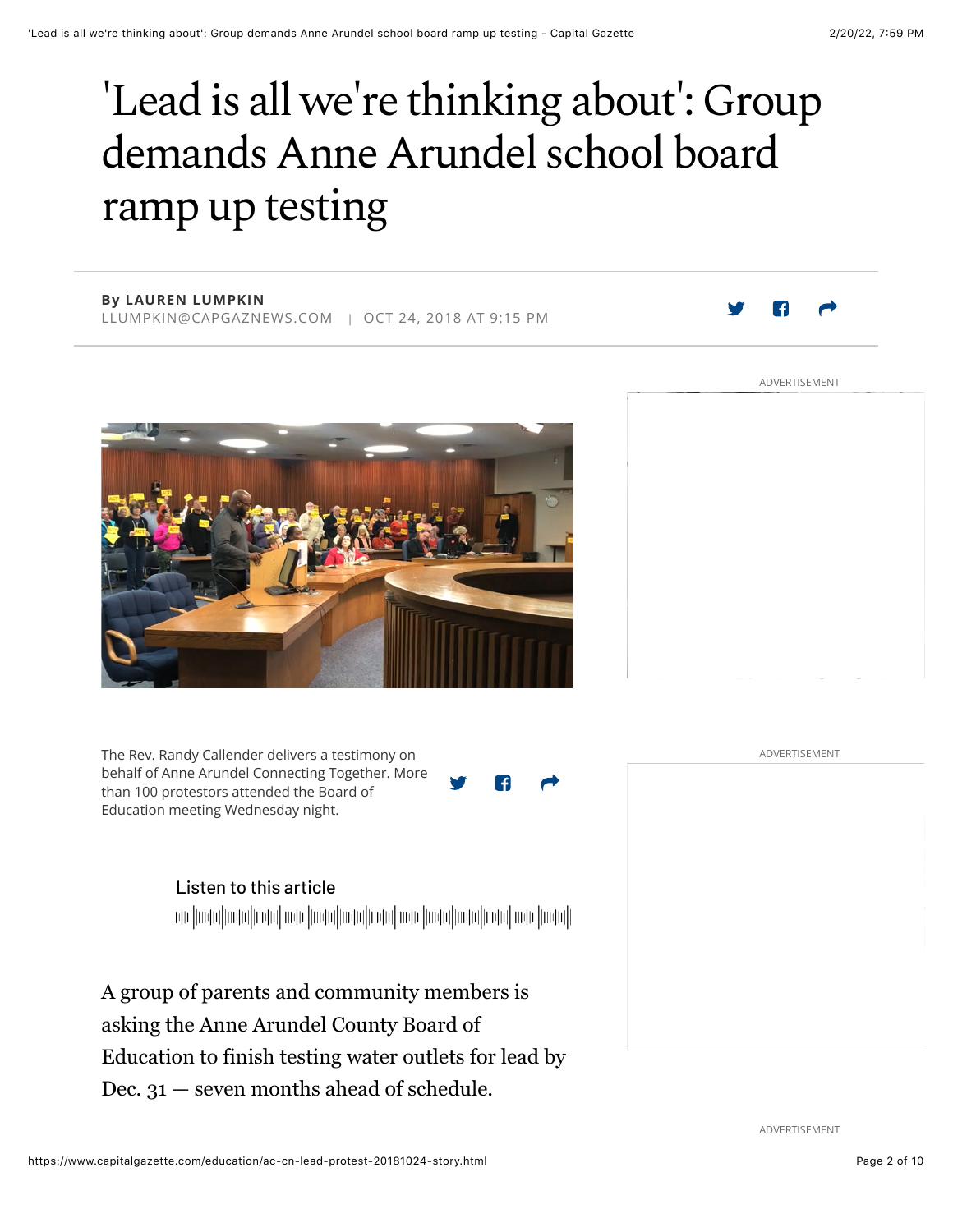# 'Lead is all we're thinking about': Group demands Anne Arundel school board ramp up testing

**By LAUREN LUMPKIN**
LLUMPKIN@CAPGAZNEWS.COM | OCT 24, 2018 AT 9:15 PM

The Rev. Randy Callender delivers a testimony on behalf of Anne Arundel Connecting Together. More than 100 protestors attended the Board of Education meeting Wednesday night.

Listen to this article

A group of parents and community members is asking the Anne Arundel County Board of Education to finish testing water outlets for lead by Dec. 31 — seven months ahead of schedule.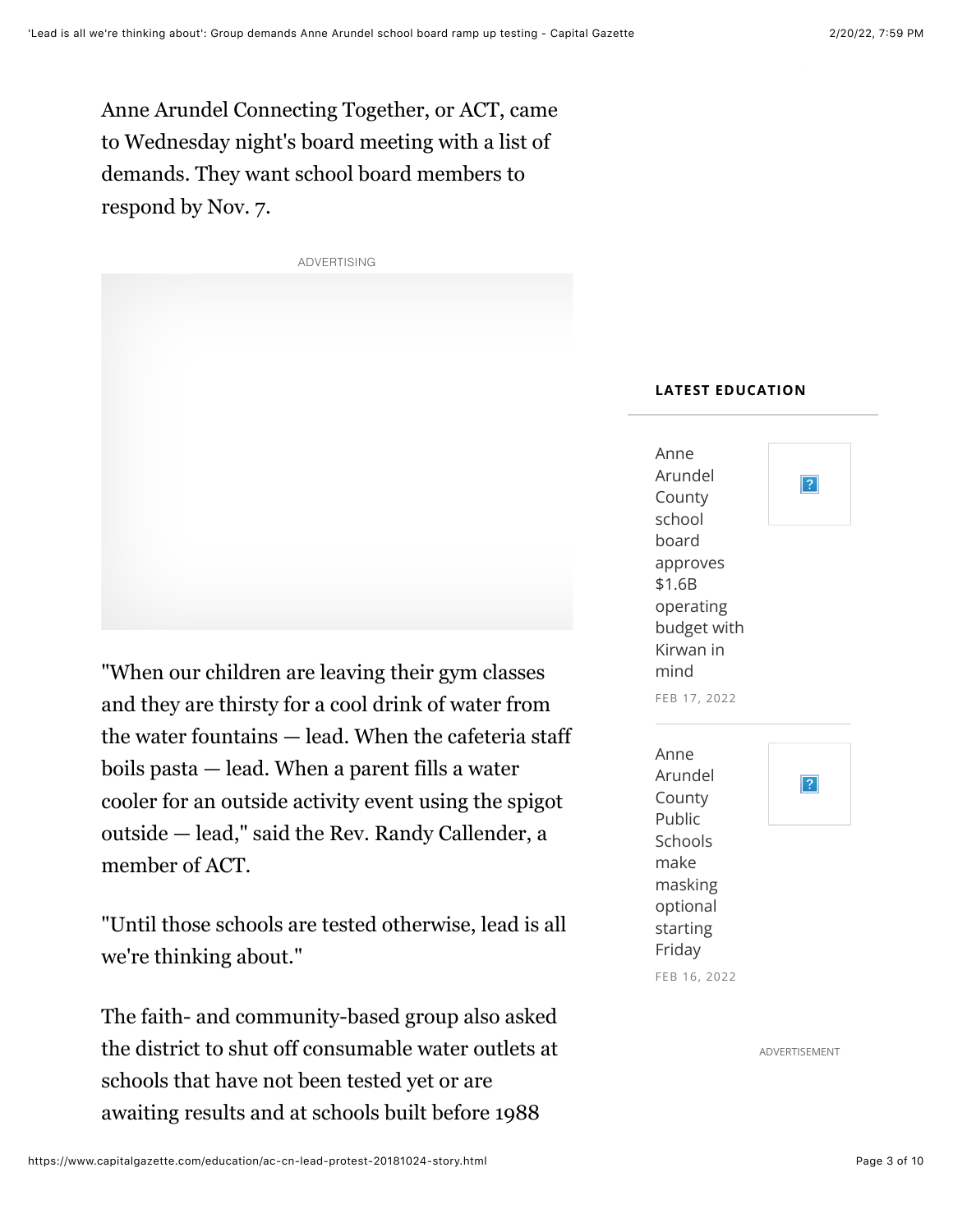Anne Arundel Connecting Together, or ACT, came to Wednesday night's board meeting with a list of demands. They want school board members to respond by Nov. 7.

"When our children are leaving their gym classes and they are thirsty for a cool drink of water from the water fountains — lead. When the cafeteria staff boils pasta — lead. When a parent fills a water cooler for an outside activity event using the spigot outside — lead," said the Rev. Randy Callender, a member of ACT.

"Until those schools are tested otherwise, lead is all we're thinking about."

The faith- and community-based group also asked the district to shut off consumable water outlets at schools that have not been tested yet or are awaiting results and at schools built before 1988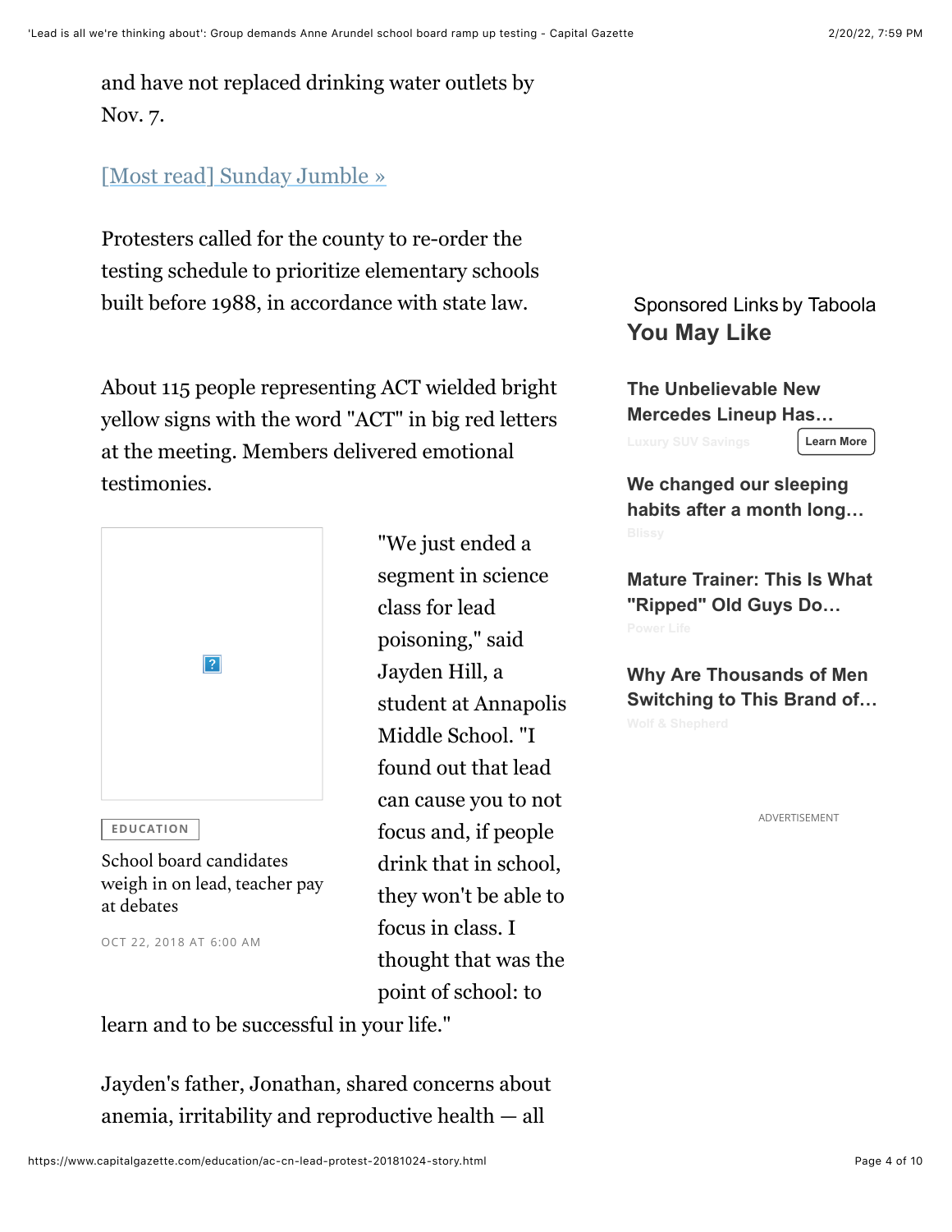and have not replaced drinking water outlets by Nov. 7.

[Most read] Sunday Jumble »

Protesters called for the county to re-order the testing schedule to prioritize elementary schools built before 1988, in accordance with state law.

About 115 people representing ACT wielded bright yellow signs with the word "ACT" in big red letters at the meeting. Members delivered emotional testimonies.

EDUCATION

School board candidates weigh in on lead, teacher pay at debates

OCT 22, 2018 AT 6:00 AM

"We just ended a segment in science class for lead poisoning," said Jayden Hill, a student at Annapolis Middle School. "I found out that lead can cause you to not focus and, if people drink that in school, they won't be able to focus in class. I thought that was the point of school: to learn and to be successful in your life."

Jayden's father, Jonathan, shared concerns about anemia, irritability and reproductive health — all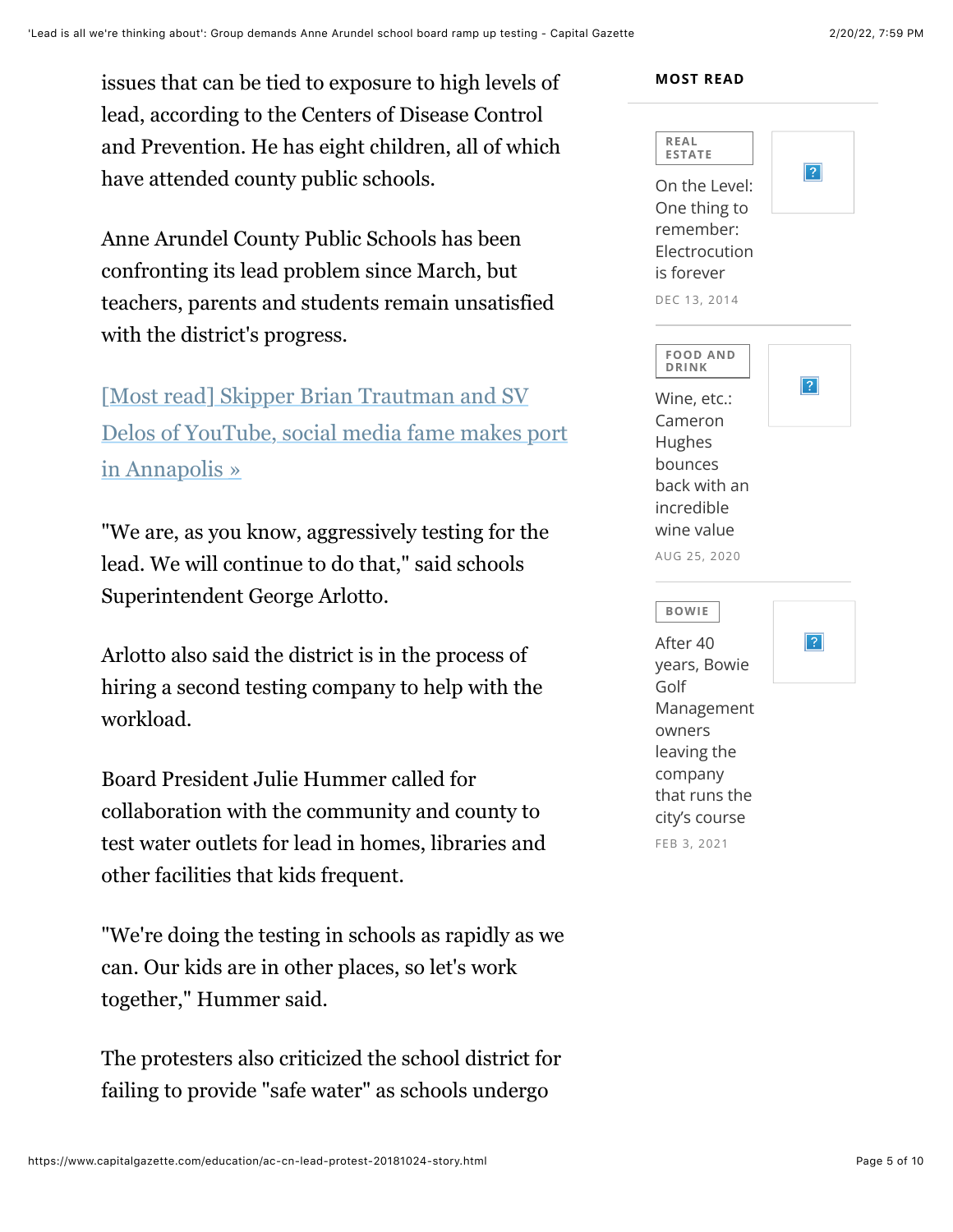issues that can be tied to exposure to high levels of lead, according to the Centers for Disease Control and Prevention. He has eight children, all of which have attended county public schools.

Anne Arundel County Public Schools has been confronting its lead problem since March, but teachers, parents and students remain unsatisfied with the district's progress.

[Most read] Skipper Brian Trautman and SV Delos of YouTube, social media fame makes port in Annapolis »

"We are, as you know, aggressively testing for the lead. We will continue to do that," said schools Superintendent George Arlotto.

Arlotto also said the district is in the process of hiring a second testing company to help with the workload.

Board President Julie Hummer called for collaboration with the community and county to test water outlets for lead in homes, libraries and other facilities that kids frequent.

"We're doing the testing in schools as rapidly as we can. Our kids are in other places, so let's work together," Hummer said.

The protesters also criticized the school district for failing to provide "safe water" as schools undergo

**MOST READ**

REAL ESTATE

On the Level: One thing to remember: Electrocution is forever

DEC 13, 2014

FOOD AND DRINK

Wine, etc.: Cameron Hughes bounces back with an incredible wine value

AUG 25, 2020

BOWIE

After 40 years, Bowie Golf Management owners leaving the company that runs the city's course

FEB 3, 2021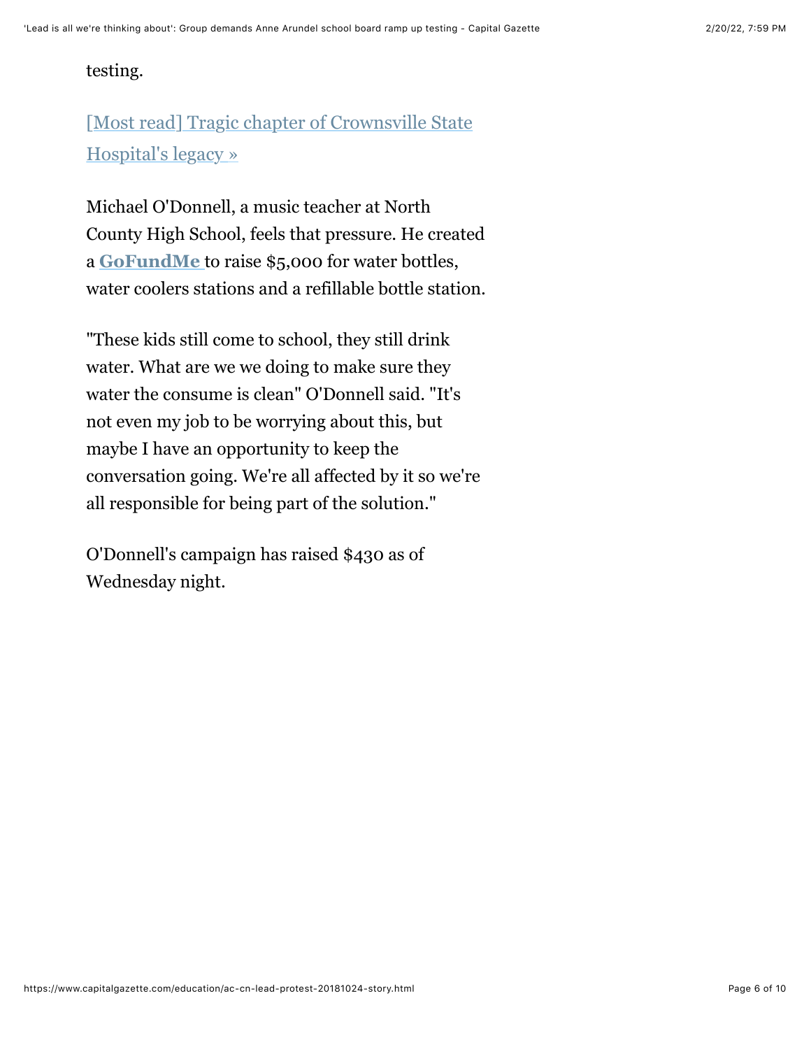testing.

[Most read] Tragic chapter of Crownsville State Hospital's legacy »

Michael O'Donnell, a music teacher at North County High School, feels that pressure. He created a **GoFundMe** to raise $5,000 for water bottles, water coolers stations and a refillable bottle station.

"These kids still come to school, they still drink water. What are we we doing to make sure they water the consume is clean" O'Donnell said. "It's not even my job to be worrying about this, but maybe I have an opportunity to keep the conversation going. We're all affected by it so we're all responsible for being part of the solution."

O'Donnell's campaign has raised $430 as of Wednesday night.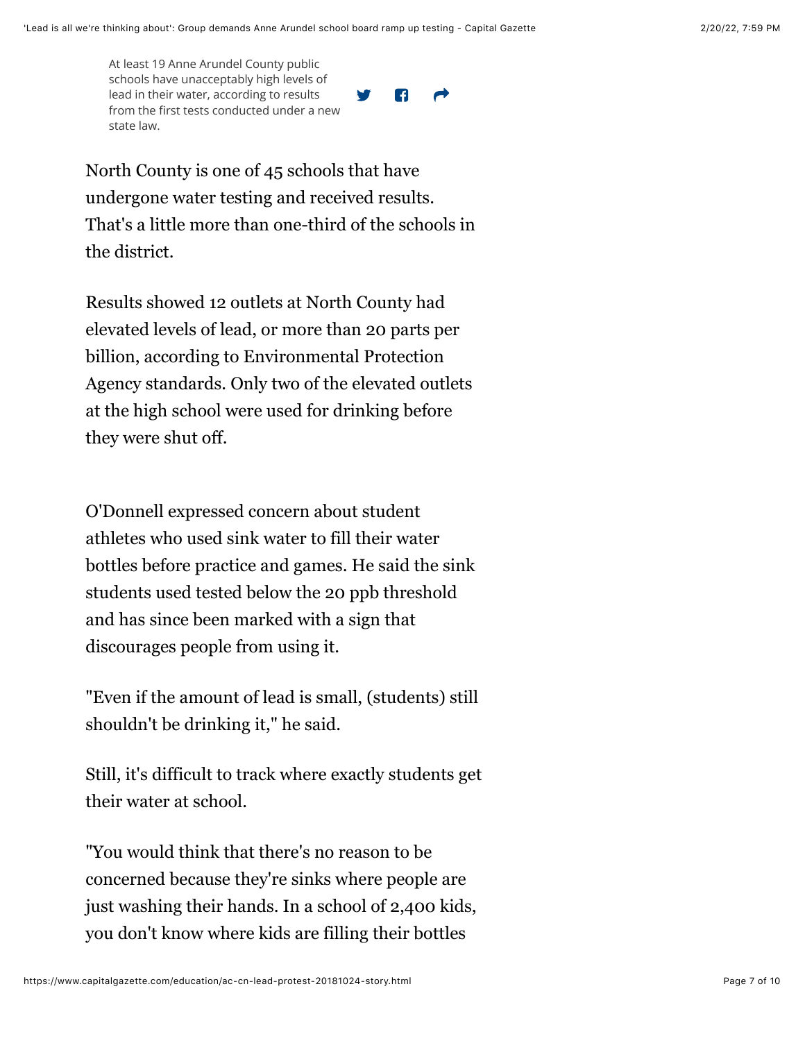At least 19 Anne Arundel County public schools have unacceptably high levels of lead in their water, according to results from the first tests conducted under a new state law.

North County is one of 45 schools that have undergone water testing and received results. That's a little more than one-third of the schools in the district.

Results showed 12 outlets at North County had elevated levels of lead, or more than 20 parts per billion, according to Environmental Protection Agency standards. Only two of the elevated outlets at the high school were used for drinking before they were shut off.

O'Donnell expressed concern about student athletes who used sink water to fill their water bottles before practice and games. He said the sink students used tested below the 20 ppb threshold and has since been marked with a sign that discourages people from using it.

"Even if the amount of lead is small, (students) still shouldn't be drinking it," he said.

Still, it's difficult to track where exactly students get their water at school.

"You would think that there's no reason to be concerned because they're sinks where people are just washing their hands. In a school of 2,400 kids, you don't know where kids are filling their bottles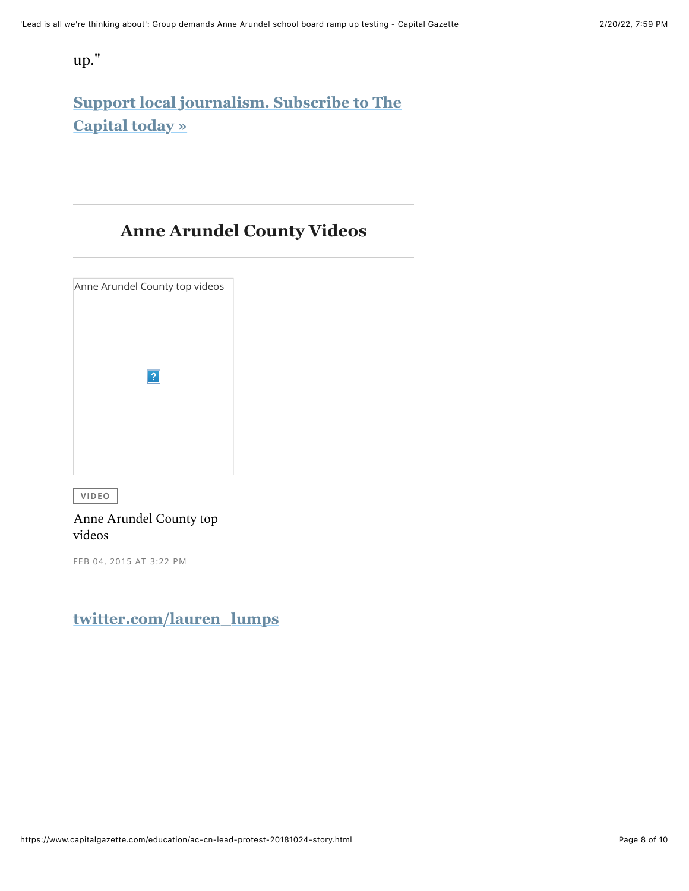up."

**[Support local journalism. Subscribe to The Capital today »]**

## Anne Arundel County Videos

Anne Arundel County top videos

VIDEO

Anne Arundel County top videos

FEB 04, 2015 AT 3:22 PM

**twitter.com/lauren_lumps**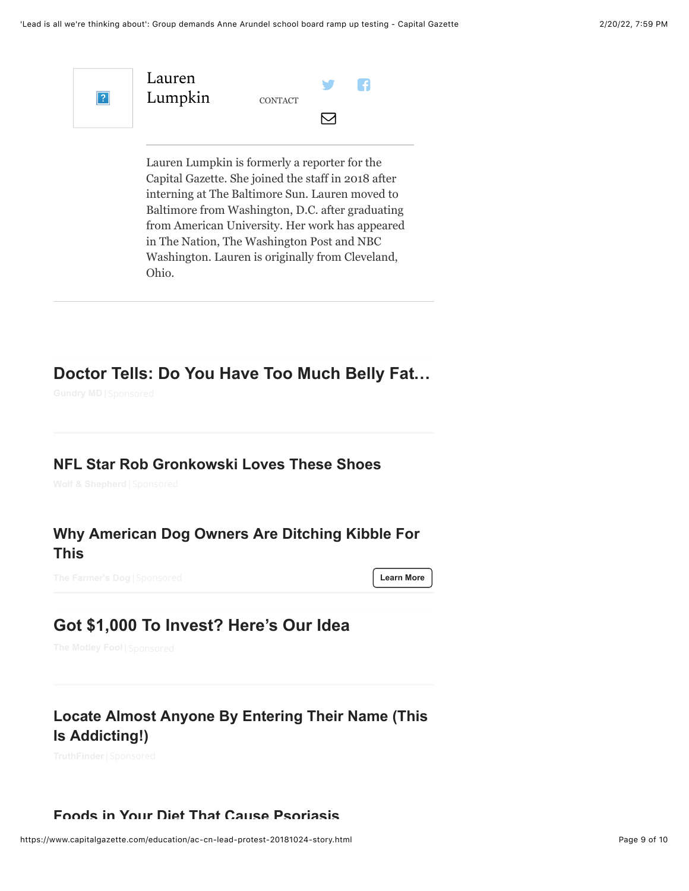Lauren Lumpkin

CONTACT

Lauren Lumpkin is formerly a reporter for the Capital Gazette. She joined the staff in 2018 after interning at The Baltimore Sun. Lauren moved to Baltimore from Washington, D.C. after graduating from American University. Her work has appeared in The Nation, The Washington Post and NBC Washington. Lauren is originally from Cleveland, Ohio.

---

**Doctor Tells: Do You Have Too Much Belly Fat...**

Gundry MD | Sponsored

**NFL Star Rob Gronkowski Loves These Shoes**

Wolf & Shepherd | Sponsored

**Why American Dog Owners Are Ditching Kibble For This**

The Farmer's Dog | Sponsored

Learn More

**Got $1,000 To Invest? Here's Our Idea**

The Motley Fool | Sponsored

**Locate Almost Anyone By Entering Their Name (This Is Addicting!)**

TruthFinder | Sponsored

**Foods in Your Diet That Cause Psoriasis**